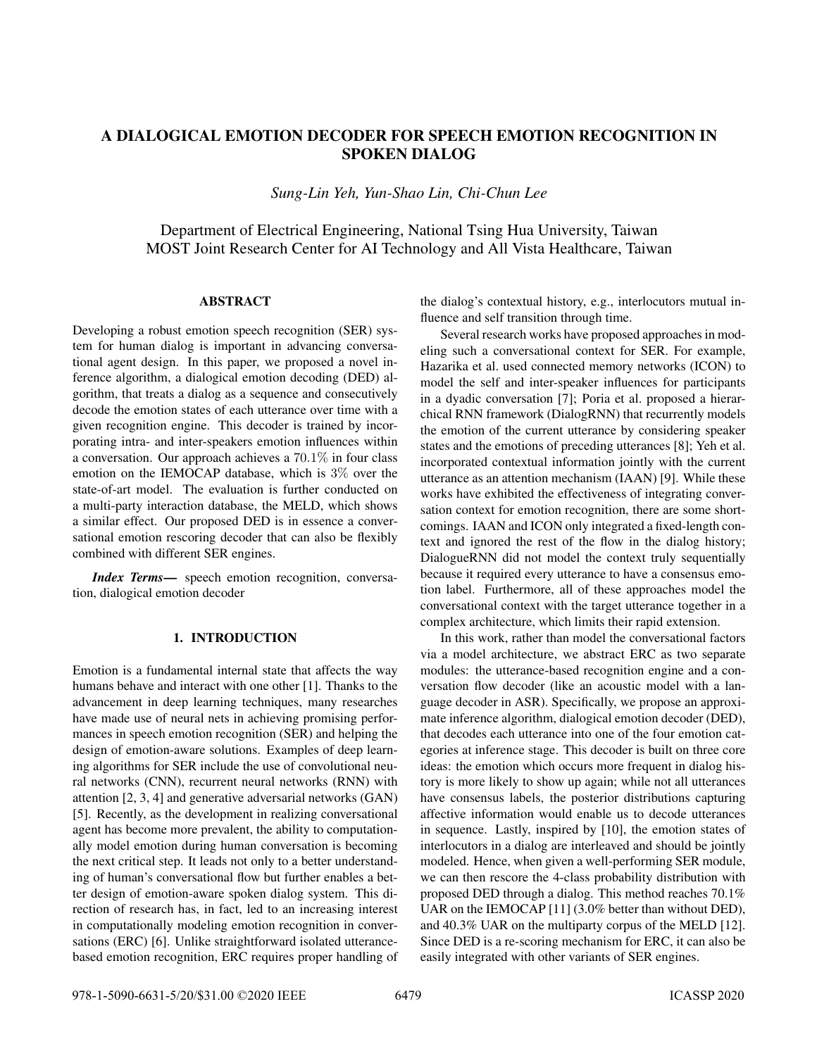# A DIALOGICAL EMOTION DECODER FOR SPEECH EMOTION RECOGNITION IN SPOKEN DIALOG

*Sung-Lin Yeh, Yun-Shao Lin, Chi-Chun Lee*

Department of Electrical Engineering, National Tsing Hua University, Taiwan
MOST Joint Research Center for AI Technology and All Vista Healthcare, Taiwan

## ABSTRACT

Developing a robust emotion speech recognition (SER) system for human dialog is important in advancing conversational agent design. In this paper, we proposed a novel inference algorithm, a dialogical emotion decoding (DED) algorithm, that treats a dialog as a sequence and consecutively decode the emotion states of each utterance over time with a given recognition engine. This decoder is trained by incorporating intra- and inter-speakers emotion influences within a conversation. Our approach achieves a 70.1% in four class emotion on the IEMOCAP database, which is 3% over the state-of-art model. The evaluation is further conducted on a multi-party interaction database, the MELD, which shows a similar effect. Our proposed DED is in essence a conversational emotion rescoring decoder that can also be flexibly combined with different SER engines.

***Index Terms*—** speech emotion recognition, conversation, dialogical emotion decoder

## 1. INTRODUCTION

Emotion is a fundamental internal state that affects the way humans behave and interact with one other [1]. Thanks to the advancement in deep learning techniques, many researches have made use of neural nets in achieving promising performances in speech emotion recognition (SER) and helping the design of emotion-aware solutions. Examples of deep learning algorithms for SER include the use of convolutional neural networks (CNN), recurrent neural networks (RNN) with attention [2, 3, 4] and generative adversarial networks (GAN) [5]. Recently, as the development in realizing conversational agent has become more prevalent, the ability to computationally model emotion during human conversation is becoming the next critical step. It leads not only to a better understanding of human's conversational flow but further enables a better design of emotion-aware spoken dialog system. This direction of research has, in fact, led to an increasing interest in computationally modeling emotion recognition in conversations (ERC) [6]. Unlike straightforward isolated utterance-based emotion recognition, ERC requires proper handling of the dialog's contextual history, e.g., interlocutors mutual influence and self transition through time.

Several research works have proposed approaches in modeling such a conversational context for SER. For example, Hazarika et al. used connected memory networks (ICON) to model the self and inter-speaker influences for participants in a dyadic conversation [7]; Poria et al. proposed a hierarchical RNN framework (DialogRNN) that recurrently models the emotion of the current utterance by considering speaker states and the emotions of preceding utterances [8]; Yeh et al. incorporated contextual information jointly with the current utterance as an attention mechanism (IAAN) [9]. While these works have exhibited the effectiveness of integrating conversation context for emotion recognition, there are some shortcomings. IAAN and ICON only integrated a fixed-length context and ignored the rest of the flow in the dialog history; DialogueRNN did not model the context truly sequentially because it required every utterance to have a consensus emotion label. Furthermore, all of these approaches model the conversational context with the target utterance together in a complex architecture, which limits their rapid extension.

In this work, rather than model the conversational factors via a model architecture, we abstract ERC as two separate modules: the utterance-based recognition engine and a conversation flow decoder (like an acoustic model with a language decoder in ASR). Specifically, we propose an approximate inference algorithm, dialogical emotion decoder (DED), that decodes each utterance into one of the four emotion categories at inference stage. This decoder is built on three core ideas: the emotion which occurs more frequent in dialog history is more likely to show up again; while not all utterances have consensus labels, the posterior distributions capturing affective information would enable us to decode utterances in sequence. Lastly, inspired by [10], the emotion states of interlocutors in a dialog are interleaved and should be jointly modeled. Hence, when given a well-performing SER module, we can then rescore the 4-class probability distribution with proposed DED through a dialog. This method reaches 70.1% UAR on the IEMOCAP [11] (3.0% better than without DED), and 40.3% UAR on the multiparty corpus of the MELD [12]. Since DED is a re-scoring mechanism for ERC, it can also be easily integrated with other variants of SER engines.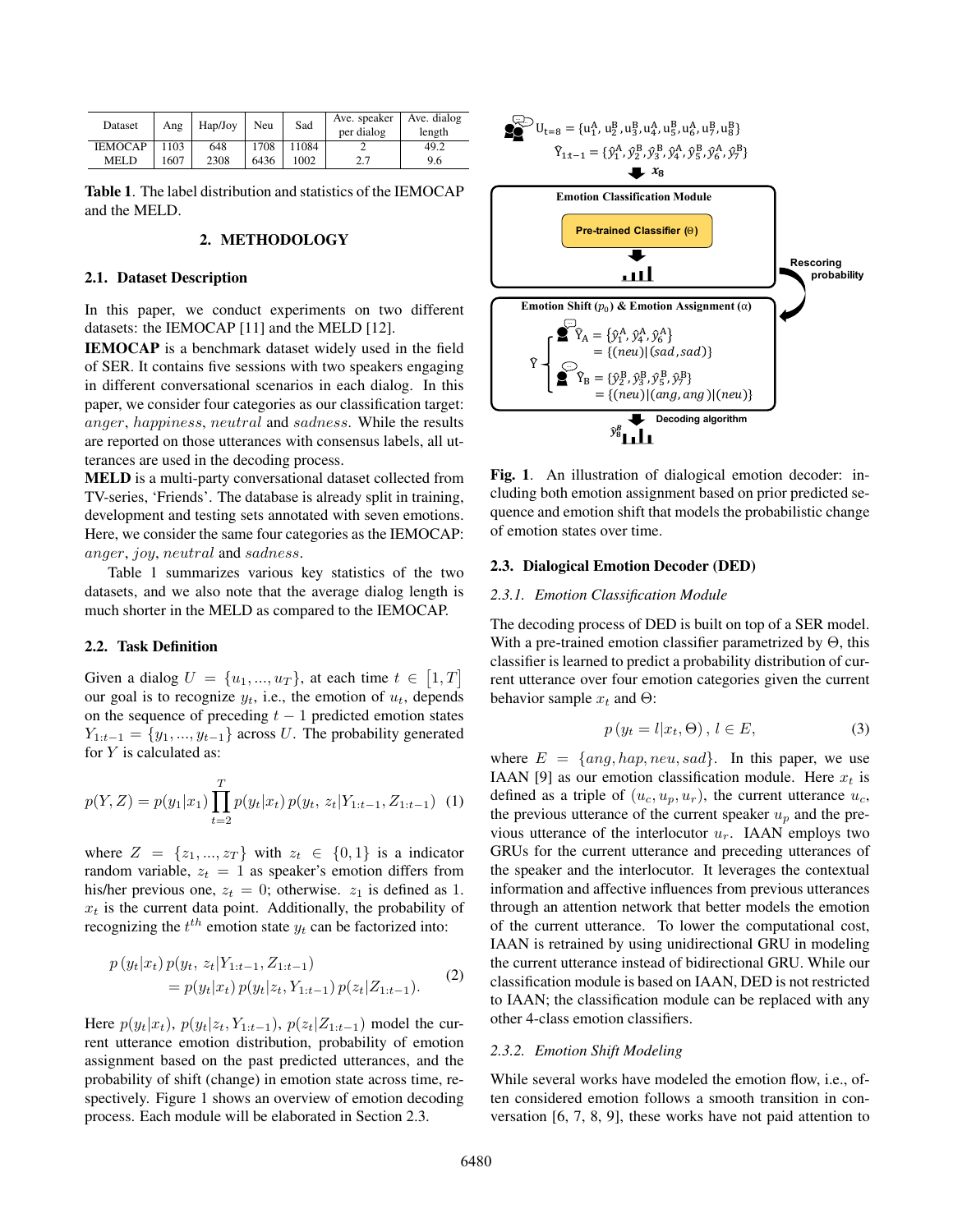| Dataset | Ang | Hap/Joy | Neu | Sad | Ave. speaker per dialog | Ave. dialog length |
|---|---|---|---|---|---|---|
| IEMOCAP | 1103 | 648 | 1708 | 11084 | 2 | 49.2 |
| MELD | 1607 | 2308 | 6436 | 1002 | 2.7 | 9.6 |

**Table 1**. The label distribution and statistics of the IEMOCAP and the MELD.

## 2. METHODOLOGY

### 2.1. Dataset Description

In this paper, we conduct experiments on two different datasets: the IEMOCAP [11] and the MELD [12].

**IEMOCAP** is a benchmark dataset widely used in the field of SER. It contains five sessions with two speakers engaging in different conversational scenarios in each dialog. In this paper, we consider four categories as our classification target: *anger*, *happiness*, *neutral* and *sadness*. While the results are reported on those utterances with consensus labels, all utterances are used in the decoding process.

**MELD** is a multi-party conversational dataset collected from TV-series, 'Friends'. The database is already split in training, development and testing sets annotated with seven emotions. Here, we consider the same four categories as the IEMOCAP: *anger*, *joy*, *neutral* and *sadness*.

Table 1 summarizes various key statistics of the two datasets, and we also note that the average dialog length is much shorter in the MELD as compared to the IEMOCAP.

### 2.2. Task Definition

Given a dialog $U = \{u_1, ..., u_T\}$, at each time $t \in [1, T]$ our goal is to recognize $y_t$, i.e., the emotion of $u_t$, depends on the sequence of preceding $t-1$ predicted emotion states $Y_{1:t-1} = \{y_1, ..., y_{t-1}\}$ across $U$. The probability generated for $Y$ is calculated as:

$$p(Y, Z) = p(y_1|x_1) \prod_{t=2}^{T} p(y_t|x_t)\, p(y_t,\, z_t|Y_{1:t-1}, Z_{1:t-1}) \quad (1)$$

where $Z = \{z_1, ..., z_T\}$ with $z_t \in \{0, 1\}$ is a indicator random variable, $z_t = 1$ as speaker's emotion differs from his/her previous one, $z_t = 0$; otherwise. $z_1$ is defined as 1. $x_t$ is the current data point. Additionally, the probability of recognizing the $t^{th}$ emotion state $y_t$ can be factorized into:

$$\begin{aligned} p\,(y_t|x_t)\, p(y_t,\, z_t|Y_{1:t-1}, Z_{1:t-1}) \\ = p(y_t|x_t)\, p(y_t|z_t, Y_{1:t-1})\, p(z_t|Z_{1:t-1}). \end{aligned} \quad (2)$$

Here $p(y_t|x_t)$, $p(y_t|z_t, Y_{1:t-1})$, $p(z_t|Z_{1:t-1})$ model the current utterance emotion distribution, probability of emotion assignment based on the past predicted utterances, and the probability of shift (change) in emotion state across time, respectively. Figure 1 shows an overview of emotion decoding process. Each module will be elaborated in Section 2.3.

**Fig. 1**. An illustration of dialogical emotion decoder: including both emotion assignment based on prior predicted sequence and emotion shift that models the probabilistic change of emotion states over time.

### 2.3. Dialogical Emotion Decoder (DED)

#### 2.3.1. Emotion Classification Module

The decoding process of DED is built on top of a SER model. With a pre-trained emotion classifier parametrized by $\Theta$, this classifier is learned to predict a probability distribution of current utterance over four emotion categories given the current behavior sample $x_t$ and $\Theta$:

$$p\,(y_t = l|x_t, \Theta)\,,\, l \in E, \quad (3)$$

where $E = \{ang, hap, neu, sad\}$. In this paper, we use IAAN [9] as our emotion classification module. Here $x_t$ is defined as a triple of $(u_c, u_p, u_r)$, the current utterance $u_c$, the previous utterance of the current speaker $u_p$ and the previous utterance of the interlocutor $u_r$. IAAN employs two GRUs for the current utterance and preceding utterances of the speaker and the interlocutor. It leverages the contextual information and affective influences from previous utterances through an attention network that better models the emotion of the current utterance. To lower the computational cost, IAAN is retrained by using unidirectional GRU in modeling the current utterance instead of bidirectional GRU. While our classification module is based on IAAN, DED is not restricted to IAAN; the classification module can be replaced with any other 4-class emotion classifiers.

#### 2.3.2. Emotion Shift Modeling

While several works have modeled the emotion flow, i.e., often considered emotion follows a smooth transition in conversation [6, 7, 8, 9], these works have not paid attention to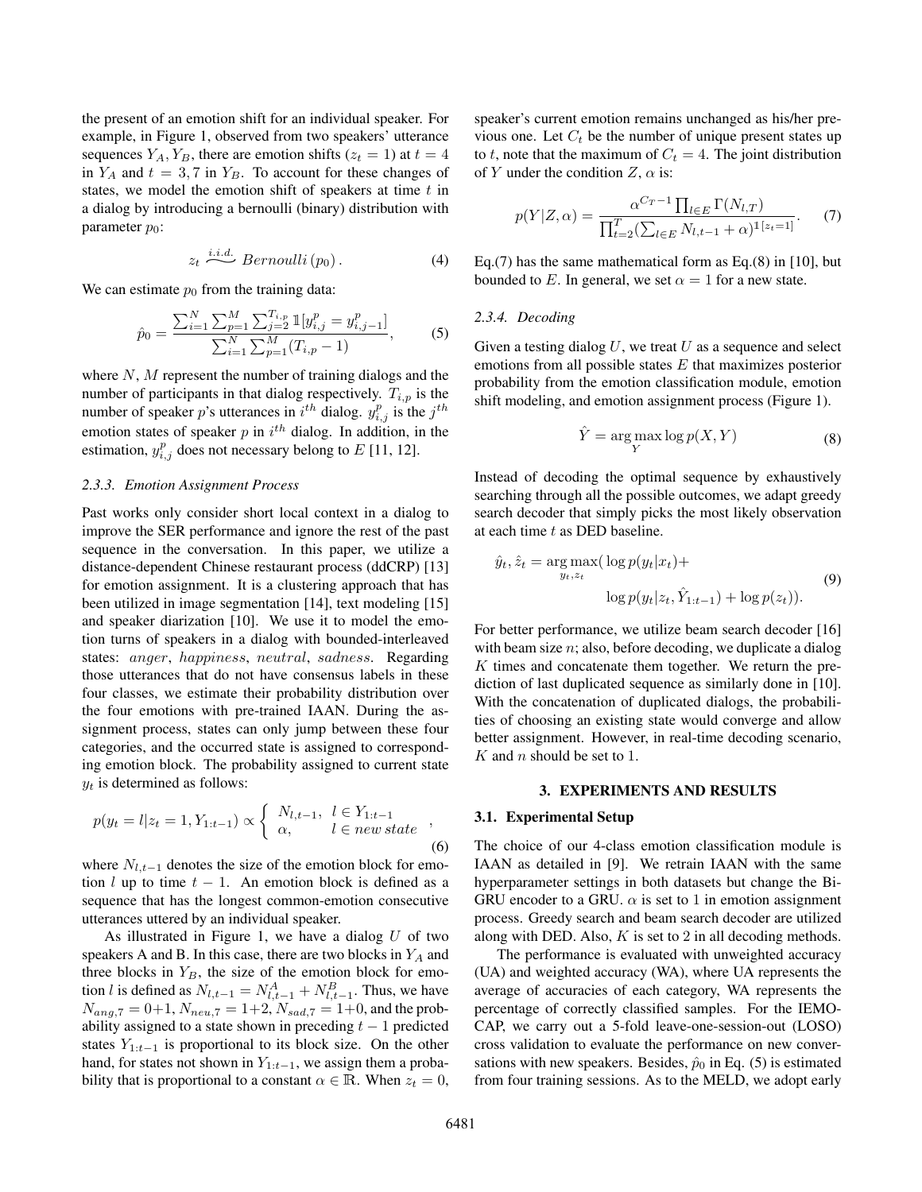the present of an emotion shift for an individual speaker. For example, in Figure 1, observed from two speakers' utterance sequences $Y_A, Y_B$, there are emotion shifts ($z_t = 1$) at $t = 4$ in $Y_A$ and $t = 3, 7$ in $Y_B$. To account for these changes of states, we model the emotion shift of speakers at time $t$ in a dialog by introducing a bernoulli (binary) distribution with parameter $p_0$:

$$z_t \overset{i.i.d.}{\sim} Bernoulli\,(p_0)\,. \tag{4}$$

We can estimate $p_0$ from the training data:

$$\hat{p}_0 = \frac{\sum_{i=1}^{N}\sum_{p=1}^{M}\sum_{j=2}^{T_{i,p}} \mathbb{1}[y_{i,j}^p = y_{i,j-1}^p]}{\sum_{i=1}^{N}\sum_{p=1}^{M}(T_{i,p}-1)}, \tag{5}$$

where $N$, $M$ represent the number of training dialogs and the number of participants in that dialog respectively. $T_{i,p}$ is the number of speaker $p$'s utterances in $i^{th}$ dialog. $y_{i,j}^p$ is the $j^{th}$ emotion states of speaker $p$ in $i^{th}$ dialog. In addition, in the estimation, $y_{i,j}^p$ does not necessary belong to $E$ [11, 12].

#### 2.3.3. Emotion Assignment Process

Past works only consider short local context in a dialog to improve the SER performance and ignore the rest of the past sequence in the conversation. In this paper, we utilize a distance-dependent Chinese restaurant process (ddCRP) [13] for emotion assignment. It is a clustering approach that has been utilized in image segmentation [14], text modeling [15] and speaker diarization [10]. We use it to model the emotion turns of speakers in a dialog with bounded-interleaved states: *anger*, *happiness*, *neutral*, *sadness*. Regarding those utterances that do not have consensus labels in these four classes, we estimate their probability distribution over the four emotions with pre-trained IAAN. During the assignment process, states can only jump between these four categories, and the occurred state is assigned to corresponding emotion block. The probability assigned to current state $y_t$ is determined as follows:

$$p(y_t = l | z_t = 1, Y_{1:t-1}) \propto \begin{cases} N_{l,t-1}, & l \in Y_{1:t-1} \\ \alpha, & l \in new\ state \end{cases}, \tag{6}$$

where $N_{l,t-1}$ denotes the size of the emotion block for emotion $l$ up to time $t-1$. An emotion block is defined as a sequence that has the longest common-emotion consecutive utterances uttered by an individual speaker.

As illustrated in Figure 1, we have a dialog $U$ of two speakers A and B. In this case, there are two blocks in $Y_A$ and three blocks in $Y_B$, the size of the emotion block for emotion $l$ is defined as $N_{l,t-1} = N_{l,t-1}^A + N_{l,t-1}^B$. Thus, we have $N_{ang,7} = 0{+}1$, $N_{neu,7} = 1{+}2$, $N_{sad,7} = 1{+}0$, and the probability assigned to a state shown in preceding $t-1$ predicted states $Y_{1:t-1}$ is proportional to its block size. On the other hand, for states not shown in $Y_{1:t-1}$, we assign them a probability that is proportional to a constant $\alpha \in \mathbb{R}$. When $z_t = 0$, speaker's current emotion remains unchanged as his/her previous one. Let $C_t$ be the number of unique present states up to $t$, note that the maximum of $C_t = 4$. The joint distribution of $Y$ under the condition $Z$, $\alpha$ is:

$$p(Y|Z,\alpha) = \frac{\alpha^{C_T - 1}\prod_{l \in E}\Gamma(N_{l,T})}{\prod_{t=2}^{T}(\sum_{l \in E} N_{l,t-1} + \alpha)^{\mathbb{1}[z_t = 1]}}. \tag{7}$$

Eq.(7) has the same mathematical form as Eq.(8) in [10], but bounded to $E$. In general, we set $\alpha = 1$ for a new state.

#### 2.3.4. Decoding

Given a testing dialog $U$, we treat $U$ as a sequence and select emotions from all possible states $E$ that maximizes posterior probability from the emotion classification module, emotion shift modeling, and emotion assignment process (Figure 1).

$$\hat{Y} = \arg\max_{Y} \log p(X, Y) \tag{8}$$

Instead of decoding the optimal sequence by exhaustively searching through all the possible outcomes, we adapt greedy search decoder that simply picks the most likely observation at each time $t$ as DED baseline.

$$\hat{y}_t, \hat{z}_t = \arg\max_{y_t, z_t}(\log p(y_t|x_t) + \log p(y_t|z_t, \hat{Y}_{1:t-1}) + \log p(z_t)). \tag{9}$$

For better performance, we utilize beam search decoder [16] with beam size $n$; also, before decoding, we duplicate a dialog $K$ times and concatenate them together. We return the prediction of last duplicated sequence as similarly done in [10]. With the concatenation of duplicated dialogs, the probabilities of choosing an existing state would converge and allow better assignment. However, in real-time decoding scenario, $K$ and $n$ should be set to 1.

## 3. EXPERIMENTS AND RESULTS

### 3.1. Experimental Setup

The choice of our 4-class emotion classification module is IAAN as detailed in [9]. We retrain IAAN with the same hyperparameter settings in both datasets but change the Bi-GRU encoder to a GRU. $\alpha$ is set to 1 in emotion assignment process. Greedy search and beam search decoder are utilized along with DED. Also, $K$ is set to 2 in all decoding methods.

The performance is evaluated with unweighted accuracy (UA) and weighted accuracy (WA), where UA represents the average of accuracies of each category, WA represents the percentage of correctly classified samples. For the IEMOCAP, we carry out a 5-fold leave-one-session-out (LOSO) cross validation to evaluate the performance on new conversations with new speakers. Besides, $\hat{p}_0$ in Eq. (5) is estimated from four training sessions. As to the MELD, we adopt early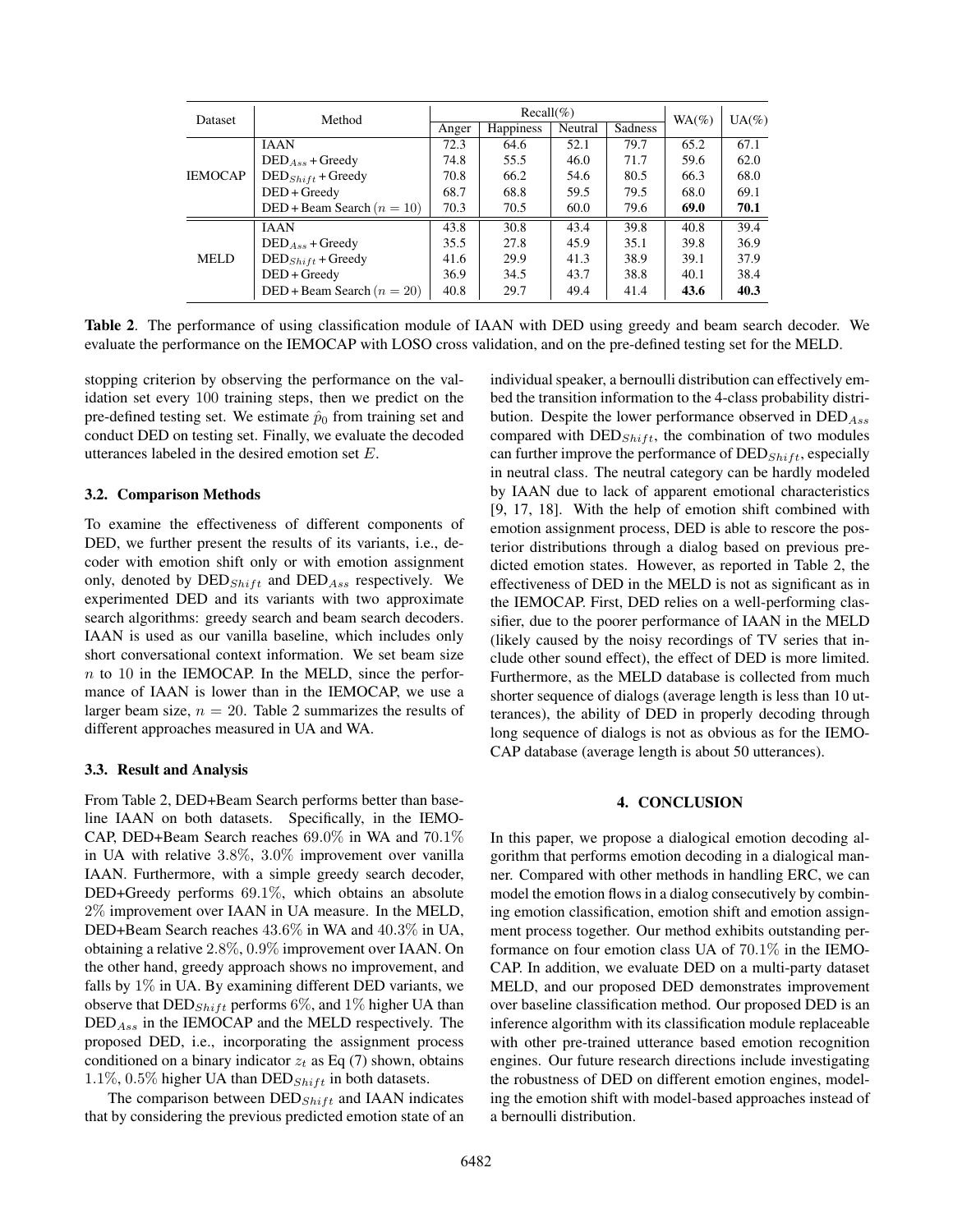| Dataset | Method | Recall(%) | | | | WA(%) | UA(%) |
|---|---|---|---|---|---|---|---|
| | | Anger | Happiness | Neutral | Sadness | | |
| IEMOCAP | IAAN | 72.3 | 64.6 | 52.1 | 79.7 | 65.2 | 67.1 |
| | $\text{DED}_{Ass}$ + Greedy | 74.8 | 55.5 | 46.0 | 71.7 | 59.6 | 62.0 |
| | $\text{DED}_{Shift}$ + Greedy | 70.8 | 66.2 | 54.6 | 80.5 | 66.3 | 68.0 |
| | DED + Greedy | 68.7 | 68.8 | 59.5 | 79.5 | 68.0 | 69.1 |
| | DED + Beam Search ($n = 10$) | 70.3 | 70.5 | 60.0 | 79.6 | **69.0** | **70.1** |
| MELD | IAAN | 43.8 | 30.8 | 43.4 | 39.8 | 40.8 | 39.4 |
| | $\text{DED}_{Ass}$ + Greedy | 35.5 | 27.8 | 45.9 | 35.1 | 39.8 | 36.9 |
| | $\text{DED}_{Shift}$ + Greedy | 41.6 | 29.9 | 41.3 | 38.9 | 39.1 | 37.9 |
| | DED + Greedy | 36.9 | 34.5 | 43.7 | 38.8 | 40.1 | 38.4 |
| | DED + Beam Search ($n = 20$) | 40.8 | 29.7 | 49.4 | 41.4 | **43.6** | **40.3** |

**Table 2**. The performance of using classification module of IAAN with DED using greedy and beam search decoder. We evaluate the performance on the IEMOCAP with LOSO cross validation, and on the pre-defined testing set for the MELD.

stopping criterion by observing the performance on the validation set every 100 training steps, then we predict on the pre-defined testing set. We estimate $\hat{p}_0$ from training set and conduct DED on testing set. Finally, we evaluate the decoded utterances labeled in the desired emotion set $E$.

### 3.2. Comparison Methods

To examine the effectiveness of different components of DED, we further present the results of its variants, i.e., decoder with emotion shift only or with emotion assignment only, denoted by $\text{DED}_{Shift}$ and $\text{DED}_{Ass}$ respectively. We experimented DED and its variants with two approximate search algorithms: greedy search and beam search decoders. IAAN is used as our vanilla baseline, which includes only short conversational context information. We set beam size $n$ to 10 in the IEMOCAP. In the MELD, since the performance of IAAN is lower than in the IEMOCAP, we use a larger beam size, $n = 20$. Table 2 summarizes the results of different approaches measured in UA and WA.

### 3.3. Result and Analysis

From Table 2, DED+Beam Search performs better than baseline IAAN on both datasets. Specifically, in the IEMOCAP, DED+Beam Search reaches $69.0\%$ in WA and $70.1\%$ in UA with relative $3.8\%$, $3.0\%$ improvement over vanilla IAAN. Furthermore, with a simple greedy search decoder, DED+Greedy performs $69.1\%$, which obtains an absolute $2\%$ improvement over IAAN in UA measure. In the MELD, DED+Beam Search reaches $43.6\%$ in WA and $40.3\%$ in UA, obtaining a relative $2.8\%$, $0.9\%$ improvement over IAAN. On the other hand, greedy approach shows no improvement, and falls by $1\%$ in UA. By examining different DED variants, we observe that $\text{DED}_{Shift}$ performs $6\%$, and $1\%$ higher UA than $\text{DED}_{Ass}$ in the IEMOCAP and the MELD respectively. The proposed DED, i.e., incorporating the assignment process conditioned on a binary indicator $z_t$ as Eq (7) shown, obtains $1.1\%$, $0.5\%$ higher UA than $\text{DED}_{Shift}$ in both datasets.

The comparison between $\text{DED}_{Shift}$ and IAAN indicates that by considering the previous predicted emotion state of an individual speaker, a bernoulli distribution can effectively embed the transition information to the 4-class probability distribution. Despite the lower performance observed in $\text{DED}_{Ass}$ compared with $\text{DED}_{Shift}$, the combination of two modules can further improve the performance of $\text{DED}_{Shift}$, especially in neutral class. The neutral category can be hardly modeled by IAAN due to lack of apparent emotional characteristics [9, 17, 18]. With the help of emotion shift combined with emotion assignment process, DED is able to rescore the posterior distributions through a dialog based on previous predicted emotion states. However, as reported in Table 2, the effectiveness of DED in the MELD is not as significant as in the IEMOCAP. First, DED relies on a well-performing classifier, due to the poorer performance of IAAN in the MELD (likely caused by the noisy recordings of TV series that include other sound effect), the effect of DED is more limited. Furthermore, as the MELD database is collected from much shorter sequence of dialogs (average length is less than 10 utterances), the ability of DED in properly decoding through long sequence of dialogs is not as obvious as for the IEMOCAP database (average length is about 50 utterances).

## 4. CONCLUSION

In this paper, we propose a dialogical emotion decoding algorithm that performs emotion decoding in a dialogical manner. Compared with other methods in handling ERC, we can model the emotion flows in a dialog consecutively by combining emotion classification, emotion shift and emotion assignment process together. Our method exhibits outstanding performance on four emotion class UA of $70.1\%$ in the IEMOCAP. In addition, we evaluate DED on a multi-party dataset MELD, and our proposed DED demonstrates improvement over baseline classification method. Our proposed DED is an inference algorithm with its classification module replaceable with other pre-trained utterance based emotion recognition engines. Our future research directions include investigating the robustness of DED on different emotion engines, modeling the emotion shift with model-based approaches instead of a bernoulli distribution.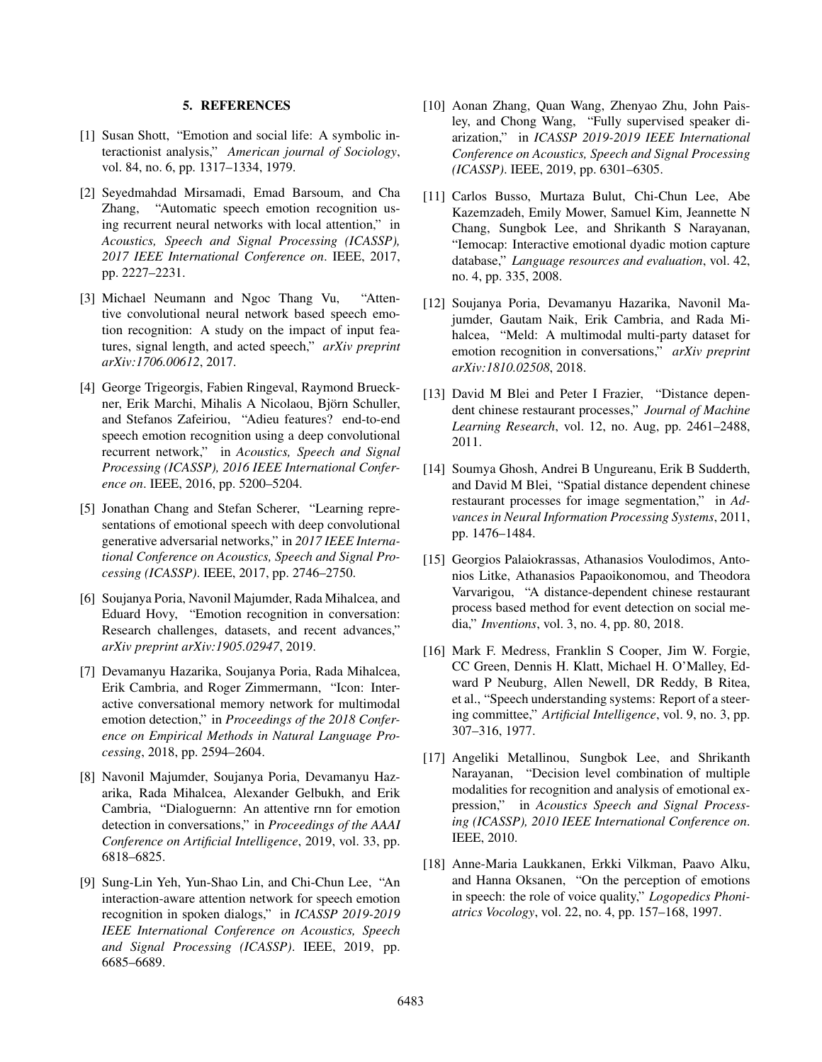## 5. REFERENCES

[1] Susan Shott, "Emotion and social life: A symbolic interactionist analysis," *American journal of Sociology*, vol. 84, no. 6, pp. 1317–1334, 1979.

[2] Seyedmahdad Mirsamadi, Emad Barsoum, and Cha Zhang, "Automatic speech emotion recognition using recurrent neural networks with local attention," in *Acoustics, Speech and Signal Processing (ICASSP), 2017 IEEE International Conference on*. IEEE, 2017, pp. 2227–2231.

[3] Michael Neumann and Ngoc Thang Vu, "Attentive convolutional neural network based speech emotion recognition: A study on the impact of input features, signal length, and acted speech," *arXiv preprint arXiv:1706.00612*, 2017.

[4] George Trigeorgis, Fabien Ringeval, Raymond Brueckner, Erik Marchi, Mihalis A Nicolaou, Björn Schuller, and Stefanos Zafeiriou, "Adieu features? end-to-end speech emotion recognition using a deep convolutional recurrent network," in *Acoustics, Speech and Signal Processing (ICASSP), 2016 IEEE International Conference on*. IEEE, 2016, pp. 5200–5204.

[5] Jonathan Chang and Stefan Scherer, "Learning representations of emotional speech with deep convolutional generative adversarial networks," in *2017 IEEE International Conference on Acoustics, Speech and Signal Processing (ICASSP)*. IEEE, 2017, pp. 2746–2750.

[6] Soujanya Poria, Navonil Majumder, Rada Mihalcea, and Eduard Hovy, "Emotion recognition in conversation: Research challenges, datasets, and recent advances," *arXiv preprint arXiv:1905.02947*, 2019.

[7] Devamanyu Hazarika, Soujanya Poria, Rada Mihalcea, Erik Cambria, and Roger Zimmermann, "Icon: Interactive conversational memory network for multimodal emotion detection," in *Proceedings of the 2018 Conference on Empirical Methods in Natural Language Processing*, 2018, pp. 2594–2604.

[8] Navonil Majumder, Soujanya Poria, Devamanyu Hazarika, Rada Mihalcea, Alexander Gelbukh, and Erik Cambria, "Dialoguernn: An attentive rnn for emotion detection in conversations," in *Proceedings of the AAAI Conference on Artificial Intelligence*, 2019, vol. 33, pp. 6818–6825.

[9] Sung-Lin Yeh, Yun-Shao Lin, and Chi-Chun Lee, "An interaction-aware attention network for speech emotion recognition in spoken dialogs," in *ICASSP 2019-2019 IEEE International Conference on Acoustics, Speech and Signal Processing (ICASSP)*. IEEE, 2019, pp. 6685–6689.

[10] Aonan Zhang, Quan Wang, Zhenyao Zhu, John Paisley, and Chong Wang, "Fully supervised speaker diarization," in *ICASSP 2019-2019 IEEE International Conference on Acoustics, Speech and Signal Processing (ICASSP)*. IEEE, 2019, pp. 6301–6305.

[11] Carlos Busso, Murtaza Bulut, Chi-Chun Lee, Abe Kazemzadeh, Emily Mower, Samuel Kim, Jeannette N Chang, Sungbok Lee, and Shrikanth S Narayanan, "Iemocap: Interactive emotional dyadic motion capture database," *Language resources and evaluation*, vol. 42, no. 4, pp. 335, 2008.

[12] Soujanya Poria, Devamanyu Hazarika, Navonil Majumder, Gautam Naik, Erik Cambria, and Rada Mihalcea, "Meld: A multimodal multi-party dataset for emotion recognition in conversations," *arXiv preprint arXiv:1810.02508*, 2018.

[13] David M Blei and Peter I Frazier, "Distance dependent chinese restaurant processes," *Journal of Machine Learning Research*, vol. 12, no. Aug, pp. 2461–2488, 2011.

[14] Soumya Ghosh, Andrei B Ungureanu, Erik B Sudderth, and David M Blei, "Spatial distance dependent chinese restaurant processes for image segmentation," in *Advances in Neural Information Processing Systems*, 2011, pp. 1476–1484.

[15] Georgios Palaiokrassas, Athanasios Voulodimos, Antonios Litke, Athanasios Papaoikonomou, and Theodora Varvarigou, "A distance-dependent chinese restaurant process based method for event detection on social media," *Inventions*, vol. 3, no. 4, pp. 80, 2018.

[16] Mark F. Medress, Franklin S Cooper, Jim W. Forgie, CC Green, Dennis H. Klatt, Michael H. O'Malley, Edward P Neuburg, Allen Newell, DR Reddy, B Ritea, et al., "Speech understanding systems: Report of a steering committee," *Artificial Intelligence*, vol. 9, no. 3, pp. 307–316, 1977.

[17] Angeliki Metallinou, Sungbok Lee, and Shrikanth Narayanan, "Decision level combination of multiple modalities for recognition and analysis of emotional expression," in *Acoustics Speech and Signal Processing (ICASSP), 2010 IEEE International Conference on*. IEEE, 2010.

[18] Anne-Maria Laukkanen, Erkki Vilkman, Paavo Alku, and Hanna Oksanen, "On the perception of emotions in speech: the role of voice quality," *Logopedics Phoniatrics Vocology*, vol. 22, no. 4, pp. 157–168, 1997.